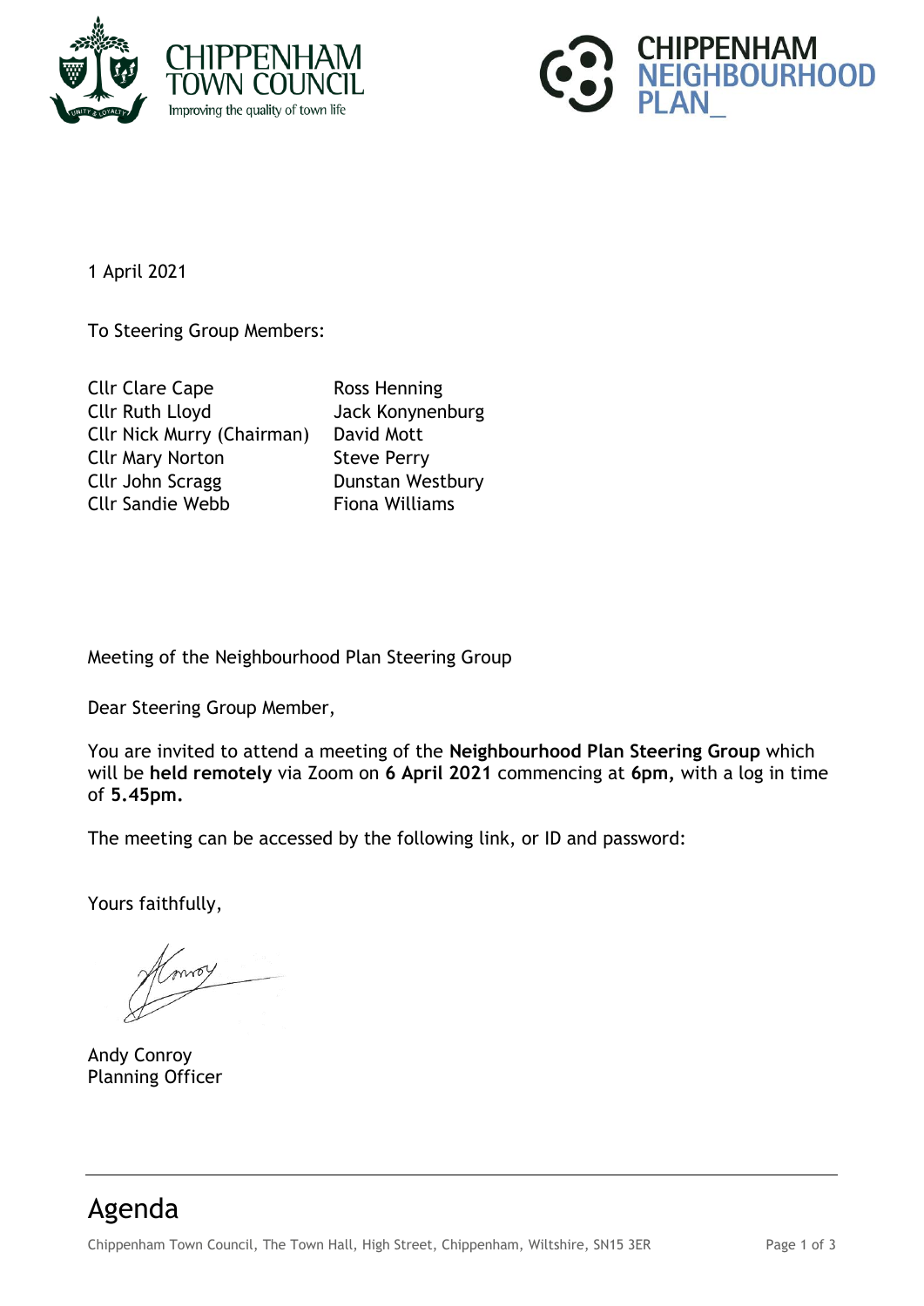CHIPPENHAM TOWN COUNCIL
Improving the quality of town life

CHIPPENHAM NEIGHBOURHOOD PLAN_

1 April 2021

To Steering Group Members:

| | |
|---|---|
| Cllr Clare Cape | Ross Henning |
| Cllr Ruth Lloyd | Jack Konynenburg |
| Cllr Nick Murry (Chairman) | David Mott |
| Cllr Mary Norton | Steve Perry |
| Cllr John Scragg | Dunstan Westbury |
| Cllr Sandie Webb | Fiona Williams |

Meeting of the Neighbourhood Plan Steering Group

Dear Steering Group Member,

You are invited to attend a meeting of the **Neighbourhood Plan Steering Group** which will be **held remotely** via Zoom on **6 April 2021** commencing at **6pm**, with a log in time of **5.45pm.**

The meeting can be accessed by the following link, or ID and password:

Yours faithfully,

Andy Conroy
Planning Officer

## Agenda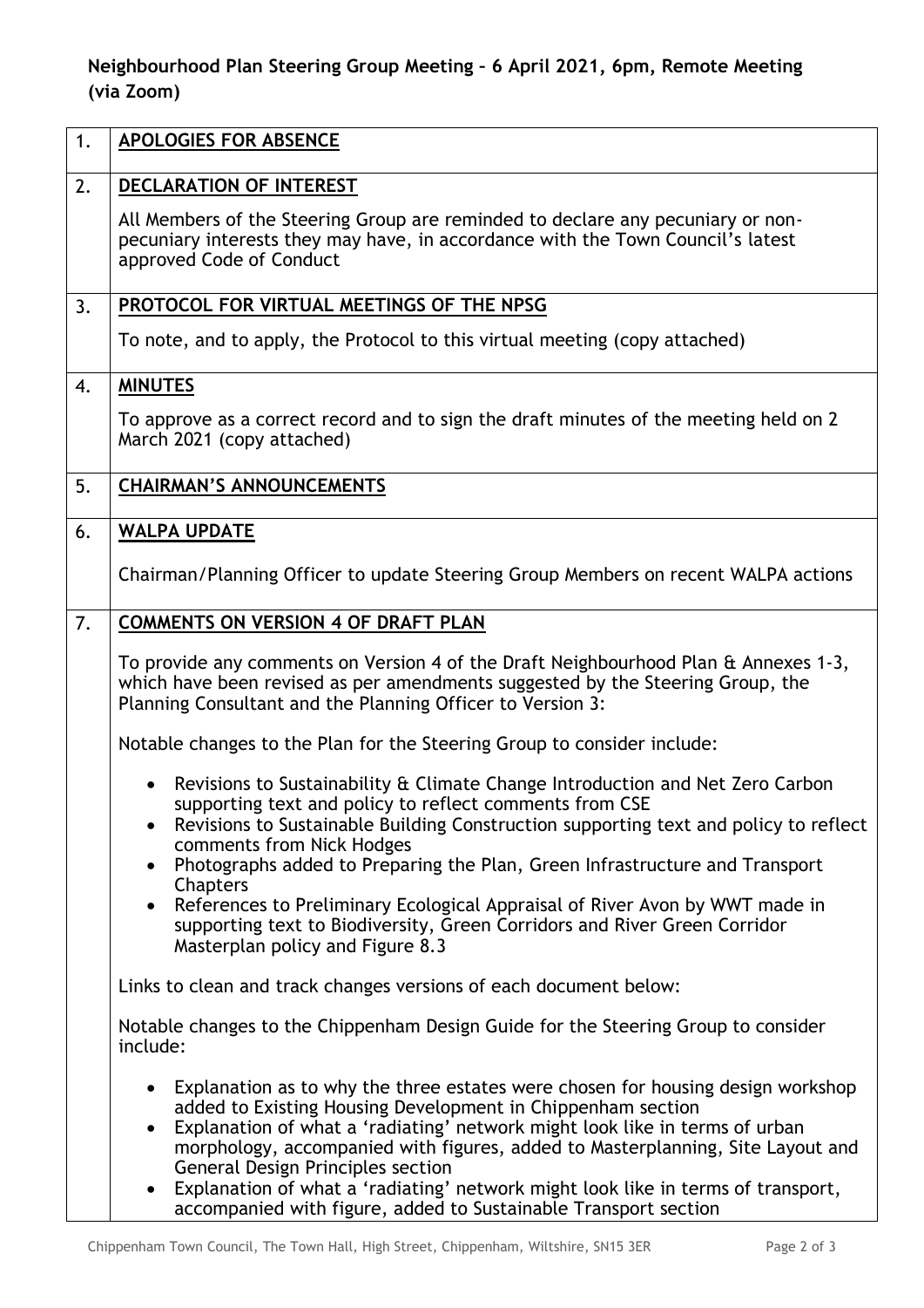**Neighbourhood Plan Steering Group Meeting – 6 April 2021, 6pm, Remote Meeting (via Zoom)**

| | |
|---|---|
| 1. | **APOLOGIES FOR ABSENCE** |
| 2. | **DECLARATION OF INTEREST**<br><br>All Members of the Steering Group are reminded to declare any pecuniary or non-pecuniary interests they may have, in accordance with the Town Council's latest approved Code of Conduct |
| 3. | **PROTOCOL FOR VIRTUAL MEETINGS OF THE NPSG**<br><br>To note, and to apply, the Protocol to this virtual meeting (copy attached) |
| 4. | **MINUTES**<br><br>To approve as a correct record and to sign the draft minutes of the meeting held on 2 March 2021 (copy attached) |
| 5. | **CHAIRMAN'S ANNOUNCEMENTS** |
| 6. | **WALPA UPDATE**<br><br>Chairman/Planning Officer to update Steering Group Members on recent WALPA actions |
| 7. | **COMMENTS ON VERSION 4 OF DRAFT PLAN**<br><br>To provide any comments on Version 4 of the Draft Neighbourhood Plan & Annexes 1-3, which have been revised as per amendments suggested by the Steering Group, the Planning Consultant and the Planning Officer to Version 3:<br><br>Notable changes to the Plan for the Steering Group to consider include:<br><br>• Revisions to Sustainability & Climate Change Introduction and Net Zero Carbon supporting text and policy to reflect comments from CSE<br>• Revisions to Sustainable Building Construction supporting text and policy to reflect comments from Nick Hodges<br>• Photographs added to Preparing the Plan, Green Infrastructure and Transport Chapters<br>• References to Preliminary Ecological Appraisal of River Avon by WWT made in supporting text to Biodiversity, Green Corridors and River Green Corridor Masterplan policy and Figure 8.3<br><br>Links to clean and track changes versions of each document below:<br><br>Notable changes to the Chippenham Design Guide for the Steering Group to consider include:<br><br>• Explanation as to why the three estates were chosen for housing design workshop added to Existing Housing Development in Chippenham section<br>• Explanation of what a 'radiating' network might look like in terms of urban morphology, accompanied with figures, added to Masterplanning, Site Layout and General Design Principles section<br>• Explanation of what a 'radiating' network might look like in terms of transport, accompanied with figure, added to Sustainable Transport section |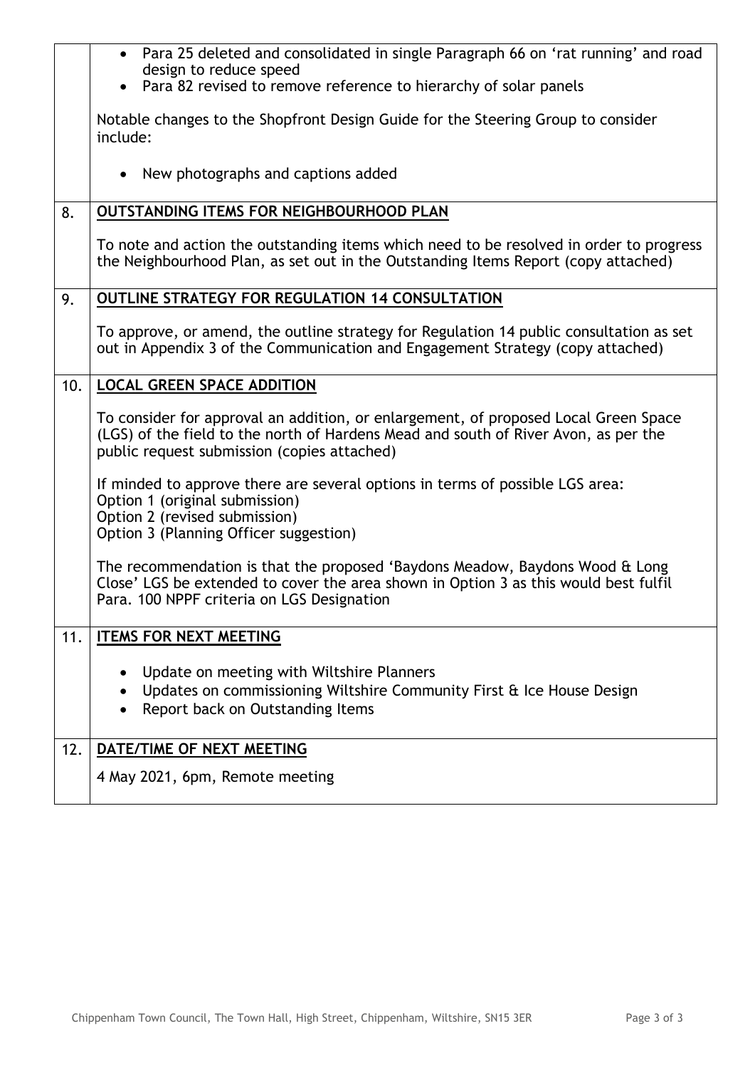| | |
|---|---|
| | • Para 25 deleted and consolidated in single Paragraph 66 on 'rat running' and road design to reduce speed<br>• Para 82 revised to remove reference to hierarchy of solar panels<br><br>Notable changes to the Shopfront Design Guide for the Steering Group to consider include:<br><br>• New photographs and captions added |
| 8. | **OUTSTANDING ITEMS FOR NEIGHBOURHOOD PLAN**<br><br>To note and action the outstanding items which need to be resolved in order to progress the Neighbourhood Plan, as set out in the Outstanding Items Report (copy attached) |
| 9. | **OUTLINE STRATEGY FOR REGULATION 14 CONSULTATION**<br><br>To approve, or amend, the outline strategy for Regulation 14 public consultation as set out in Appendix 3 of the Communication and Engagement Strategy (copy attached) |
| 10. | **LOCAL GREEN SPACE ADDITION**<br><br>To consider for approval an addition, or enlargement, of proposed Local Green Space (LGS) of the field to the north of Hardens Mead and south of River Avon, as per the public request submission (copies attached)<br><br>If minded to approve there are several options in terms of possible LGS area:<br>Option 1 (original submission)<br>Option 2 (revised submission)<br>Option 3 (Planning Officer suggestion)<br><br>The recommendation is that the proposed 'Baydons Meadow, Baydons Wood & Long Close' LGS be extended to cover the area shown in Option 3 as this would best fulfil Para. 100 NPPF criteria on LGS Designation |
| 11. | **ITEMS FOR NEXT MEETING**<br><br>• Update on meeting with Wiltshire Planners<br>• Updates on commissioning Wiltshire Community First & Ice House Design<br>• Report back on Outstanding Items |
| 12. | **DATE/TIME OF NEXT MEETING**<br><br>4 May 2021, 6pm, Remote meeting |

Chippenham Town Council, The Town Hall, High Street, Chippenham, Wiltshire, SN15 3ER